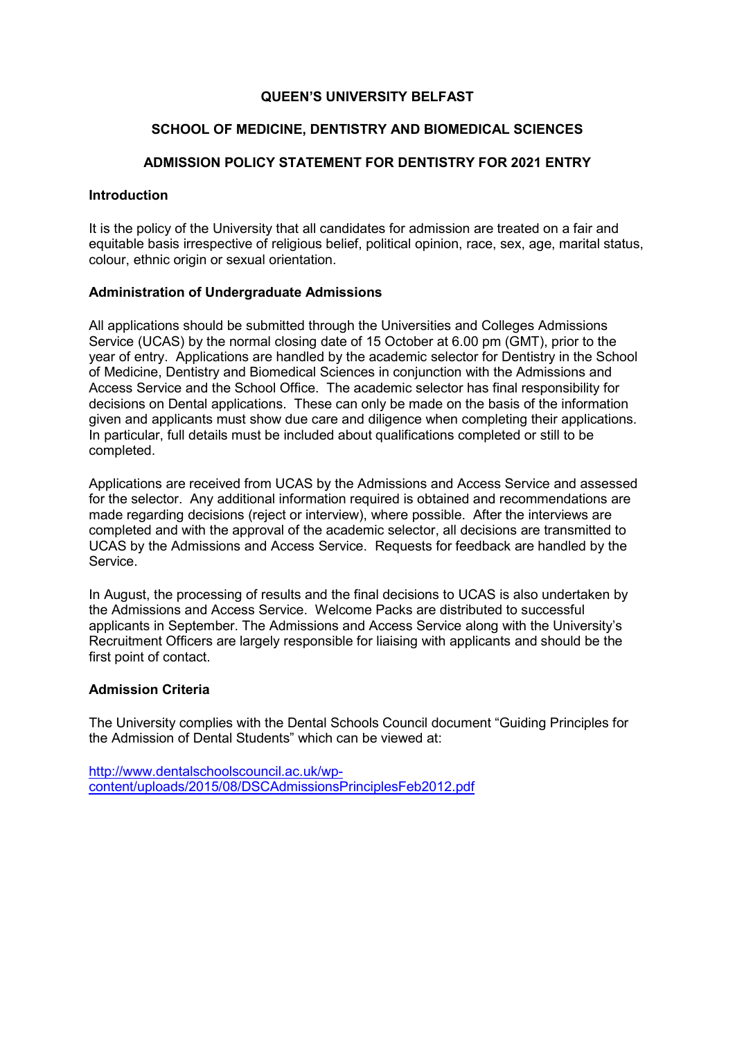# QUEEN'S UNIVERSITY BELFAST

## SCHOOL OF MEDICINE, DENTISTRY AND BIOMEDICAL SCIENCES

## ADMISSION POLICY STATEMENT FOR DENTISTRY FOR 2021 ENTRY

### Introduction

It is the policy of the University that all candidates for admission are treated on a fair and equitable basis irrespective of religious belief, political opinion, race, sex, age, marital status, colour, ethnic origin or sexual orientation.

### Administration of Undergraduate Admissions

All applications should be submitted through the Universities and Colleges Admissions Service (UCAS) by the normal closing date of 15 October at 6.00 pm (GMT), prior to the year of entry. Applications are handled by the academic selector for Dentistry in the School of Medicine, Dentistry and Biomedical Sciences in conjunction with the Admissions and Access Service and the School Office. The academic selector has final responsibility for decisions on Dental applications. These can only be made on the basis of the information given and applicants must show due care and diligence when completing their applications. In particular, full details must be included about qualifications completed or still to be completed.

Applications are received from UCAS by the Admissions and Access Service and assessed for the selector. Any additional information required is obtained and recommendations are made regarding decisions (reject or interview), where possible. After the interviews are completed and with the approval of the academic selector, all decisions are transmitted to UCAS by the Admissions and Access Service. Requests for feedback are handled by the Service.

In August, the processing of results and the final decisions to UCAS is also undertaken by the Admissions and Access Service. Welcome Packs are distributed to successful applicants in September. The Admissions and Access Service along with the University's Recruitment Officers are largely responsible for liaising with applicants and should be the first point of contact.

### Admission Criteria

The University complies with the Dental Schools Council document "Guiding Principles for the Admission of Dental Students" which can be viewed at:

[http://www.dentalschoolscouncil.ac.uk/wp-content/uploads/2015/08/DSCAdmissionsPrinciplesFeb2012.pdf](http://www.dentalschoolscouncil.ac.uk/wp-content/uploads/2015/08/DSCAdmissionsPrinciplesFeb2012.pdf)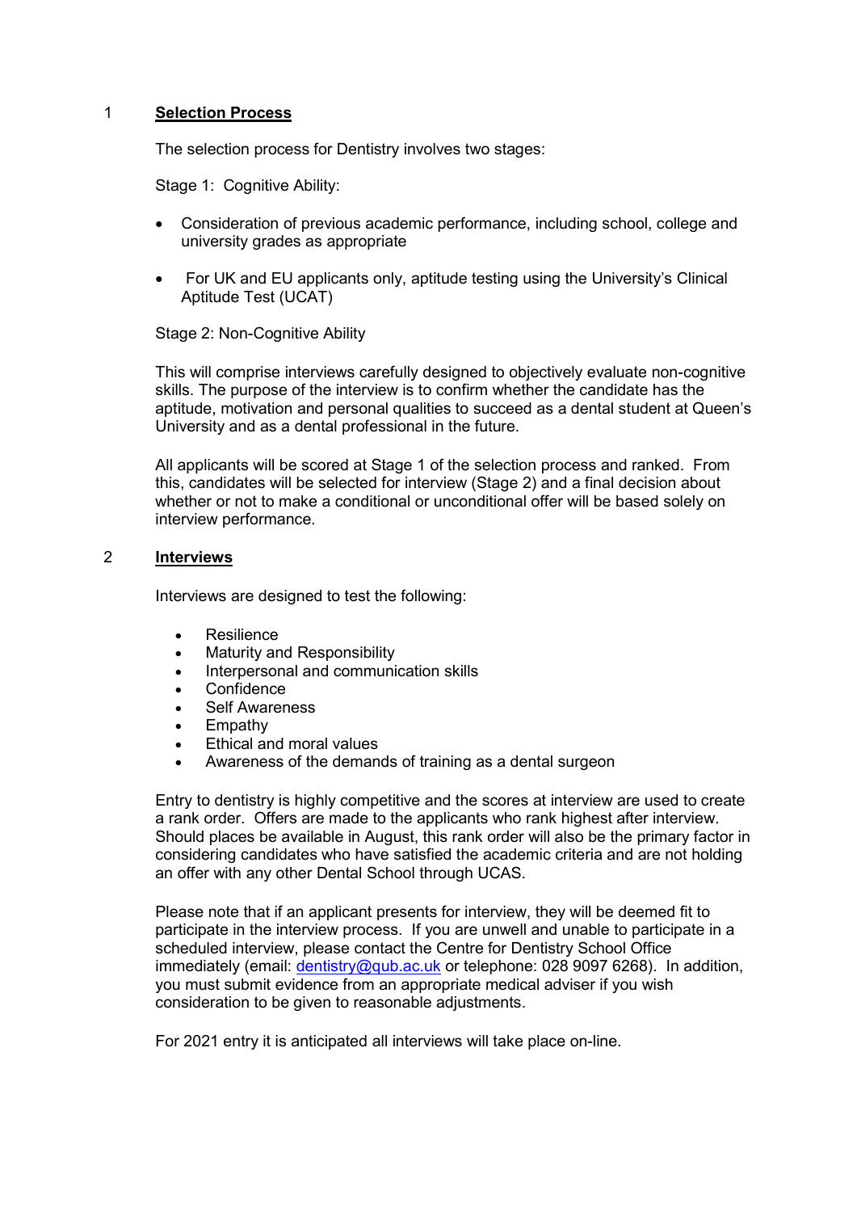## 1 Selection Process

The selection process for Dentistry involves two stages:

Stage 1: Cognitive Ability:

- Consideration of previous academic performance, including school, college and university grades as appropriate
- For UK and EU applicants only, aptitude testing using the University's Clinical Aptitude Test (UCAT)

Stage 2: Non-Cognitive Ability

This will comprise interviews carefully designed to objectively evaluate non-cognitive skills. The purpose of the interview is to confirm whether the candidate has the aptitude, motivation and personal qualities to succeed as a dental student at Queen's University and as a dental professional in the future.

All applicants will be scored at Stage 1 of the selection process and ranked. From this, candidates will be selected for interview (Stage 2) and a final decision about whether or not to make a conditional or unconditional offer will be based solely on interview performance.

## 2 Interviews

Interviews are designed to test the following:

- Resilience
- Maturity and Responsibility
- Interpersonal and communication skills
- Confidence
- Self Awareness
- Empathy
- Ethical and moral values
- Awareness of the demands of training as a dental surgeon

Entry to dentistry is highly competitive and the scores at interview are used to create a rank order. Offers are made to the applicants who rank highest after interview. Should places be available in August, this rank order will also be the primary factor in considering candidates who have satisfied the academic criteria and are not holding an offer with any other Dental School through UCAS.

Please note that if an applicant presents for interview, they will be deemed fit to participate in the interview process. If you are unwell and unable to participate in a scheduled interview, please contact the Centre for Dentistry School Office immediately (email: dentistry@qub.ac.uk or telephone: 028 9097 6268). In addition, you must submit evidence from an appropriate medical adviser if you wish consideration to be given to reasonable adjustments.

For 2021 entry it is anticipated all interviews will take place on-line.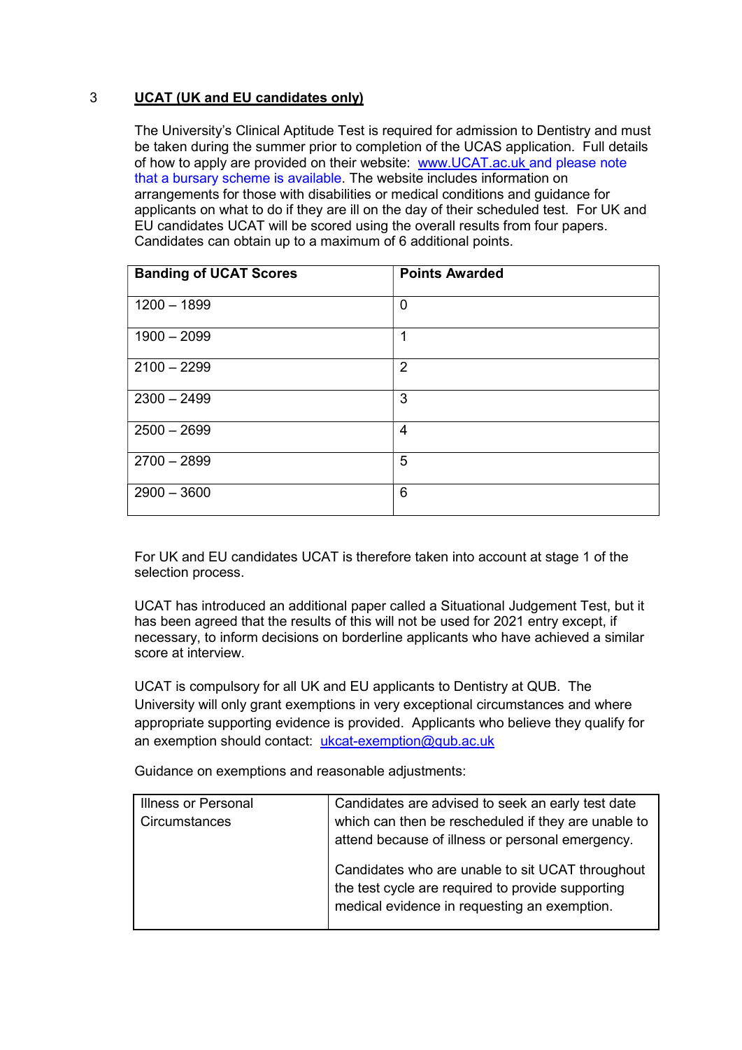## 3 UCAT (UK and EU candidates only)

The University's Clinical Aptitude Test is required for admission to Dentistry and must be taken during the summer prior to completion of the UCAS application. Full details of how to apply are provided on their website: www.UCAT.ac.uk and please note that a bursary scheme is available. The website includes information on arrangements for those with disabilities or medical conditions and guidance for applicants on what to do if they are ill on the day of their scheduled test. For UK and EU candidates UCAT will be scored using the overall results from four papers. Candidates can obtain up to a maximum of 6 additional points.

| Banding of UCAT Scores | Points Awarded |
|---|---|
| 1200 – 1899 | 0 |
| 1900 – 2099 | 1 |
| 2100 – 2299 | 2 |
| 2300 – 2499 | 3 |
| 2500 – 2699 | 4 |
| 2700 – 2899 | 5 |
| 2900 – 3600 | 6 |

For UK and EU candidates UCAT is therefore taken into account at stage 1 of the selection process.

UCAT has introduced an additional paper called a Situational Judgement Test, but it has been agreed that the results of this will not be used for 2021 entry except, if necessary, to inform decisions on borderline applicants who have achieved a similar score at interview.

UCAT is compulsory for all UK and EU applicants to Dentistry at QUB. The University will only grant exemptions in very exceptional circumstances and where appropriate supporting evidence is provided. Applicants who believe they qualify for an exemption should contact: ukcat-exemption@qub.ac.uk

Guidance on exemptions and reasonable adjustments:

| | |
|---|---|
| Illness or Personal Circumstances | Candidates are advised to seek an early test date which can then be rescheduled if they are unable to attend because of illness or personal emergency.<br><br>Candidates who are unable to sit UCAT throughout the test cycle are required to provide supporting medical evidence in requesting an exemption. |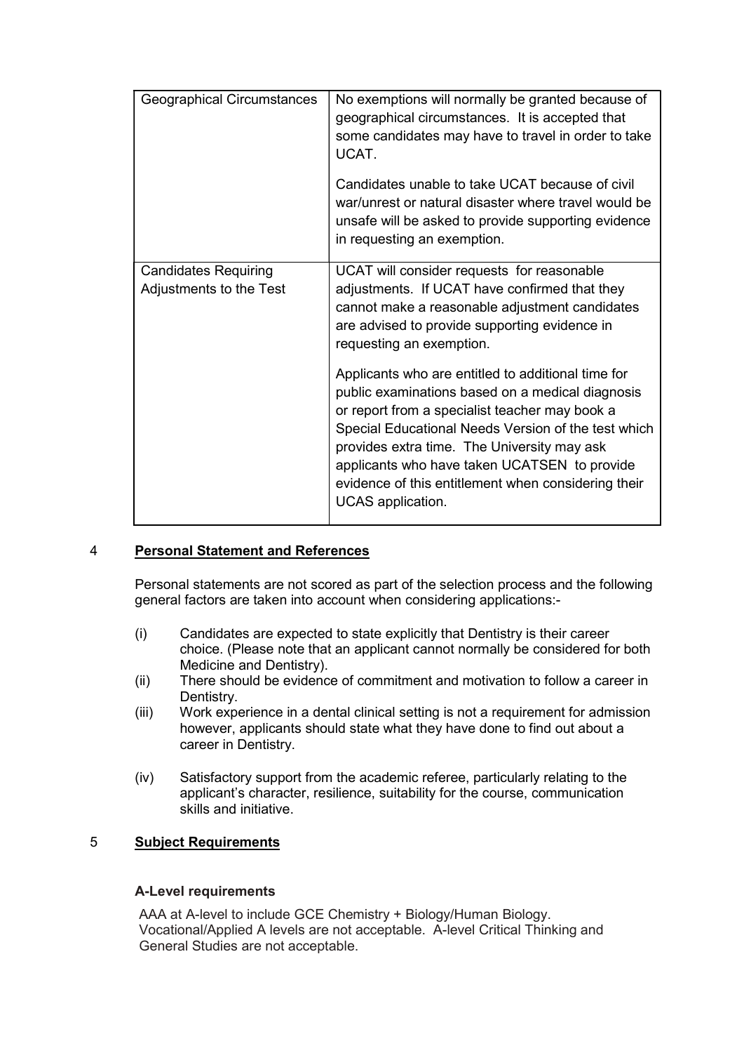| | |
|---|---|
| Geographical Circumstances | No exemptions will normally be granted because of geographical circumstances. It is accepted that some candidates may have to travel in order to take UCAT.<br><br>Candidates unable to take UCAT because of civil war/unrest or natural disaster where travel would be unsafe will be asked to provide supporting evidence in requesting an exemption. |
| Candidates Requiring Adjustments to the Test | UCAT will consider requests for reasonable adjustments. If UCAT have confirmed that they cannot make a reasonable adjustment candidates are advised to provide supporting evidence in requesting an exemption.<br><br>Applicants who are entitled to additional time for public examinations based on a medical diagnosis or report from a specialist teacher may book a Special Educational Needs Version of the test which provides extra time. The University may ask applicants who have taken UCATSEN to provide evidence of this entitlement when considering their UCAS application. |

## 4 **Personal Statement and References**

Personal statements are not scored as part of the selection process and the following general factors are taken into account when considering applications:-

(i) Candidates are expected to state explicitly that Dentistry is their career choice. (Please note that an applicant cannot normally be considered for both Medicine and Dentistry).

(ii) There should be evidence of commitment and motivation to follow a career in Dentistry.

(iii) Work experience in a dental clinical setting is not a requirement for admission however, applicants should state what they have done to find out about a career in Dentistry.

(iv) Satisfactory support from the academic referee, particularly relating to the applicant's character, resilience, suitability for the course, communication skills and initiative.

## 5 **Subject Requirements**

### A-Level requirements

AAA at A-level to include GCE Chemistry + Biology/Human Biology. Vocational/Applied A levels are not acceptable. A-level Critical Thinking and General Studies are not acceptable.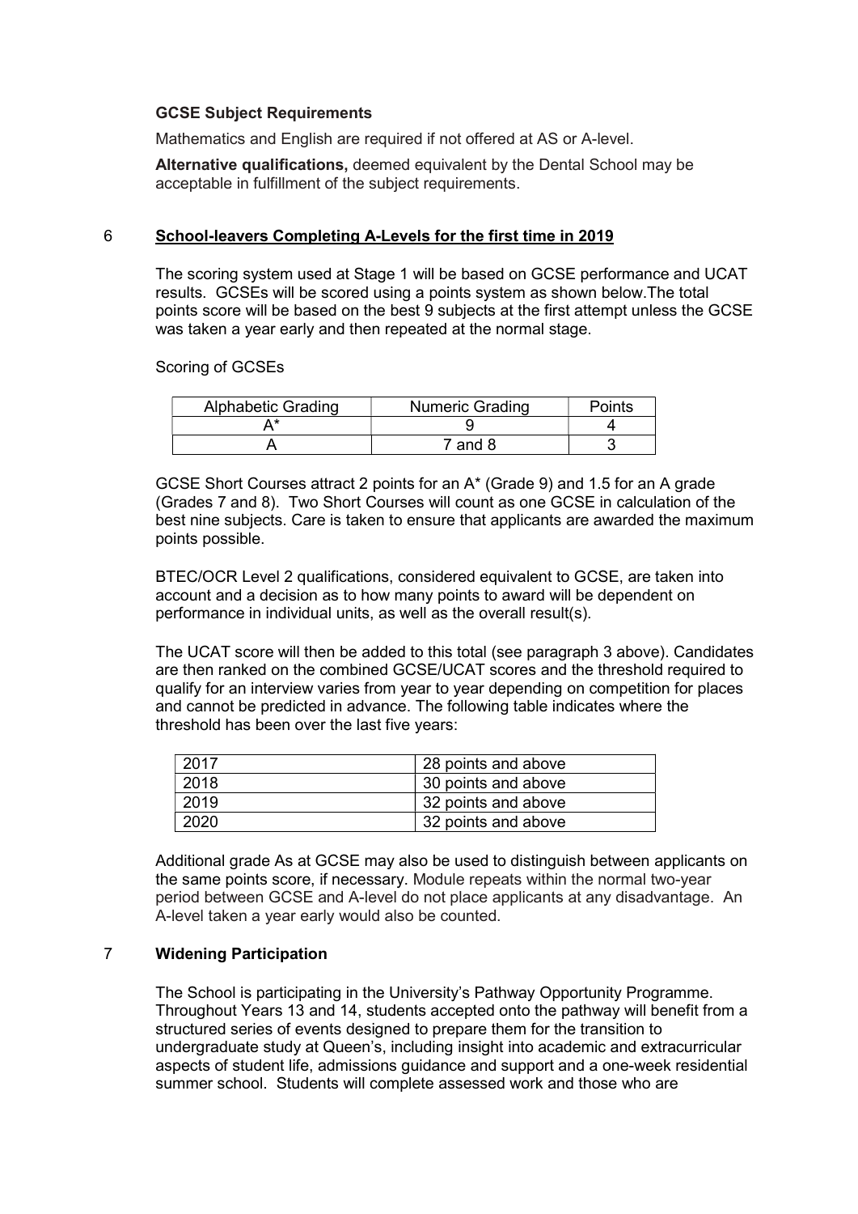**GCSE Subject Requirements**

Mathematics and English are required if not offered at AS or A-level.

**Alternative qualifications,** deemed equivalent by the Dental School may be acceptable in fulfillment of the subject requirements.

## 6 School-leavers Completing A-Levels for the first time in 2019

The scoring system used at Stage 1 will be based on GCSE performance and UCAT results. GCSEs will be scored using a points system as shown below.The total points score will be based on the best 9 subjects at the first attempt unless the GCSE was taken a year early and then repeated at the normal stage.

Scoring of GCSEs

| Alphabetic Grading | Numeric Grading | Points |
|---|---|---|
| A* | 9 | 4 |
| A | 7 and 8 | 3 |

GCSE Short Courses attract 2 points for an A* (Grade 9) and 1.5 for an A grade (Grades 7 and 8). Two Short Courses will count as one GCSE in calculation of the best nine subjects. Care is taken to ensure that applicants are awarded the maximum points possible.

BTEC/OCR Level 2 qualifications, considered equivalent to GCSE, are taken into account and a decision as to how many points to award will be dependent on performance in individual units, as well as the overall result(s).

The UCAT score will then be added to this total (see paragraph 3 above). Candidates are then ranked on the combined GCSE/UCAT scores and the threshold required to qualify for an interview varies from year to year depending on competition for places and cannot be predicted in advance. The following table indicates where the threshold has been over the last five years:

| | |
|---|---|
| 2017 | 28 points and above |
| 2018 | 30 points and above |
| 2019 | 32 points and above |
| 2020 | 32 points and above |

Additional grade As at GCSE may also be used to distinguish between applicants on the same points score, if necessary. Module repeats within the normal two-year period between GCSE and A-level do not place applicants at any disadvantage. An A-level taken a year early would also be counted.

## 7 Widening Participation

The School is participating in the University's Pathway Opportunity Programme. Throughout Years 13 and 14, students accepted onto the pathway will benefit from a structured series of events designed to prepare them for the transition to undergraduate study at Queen's, including insight into academic and extracurricular aspects of student life, admissions guidance and support and a one-week residential summer school. Students will complete assessed work and those who are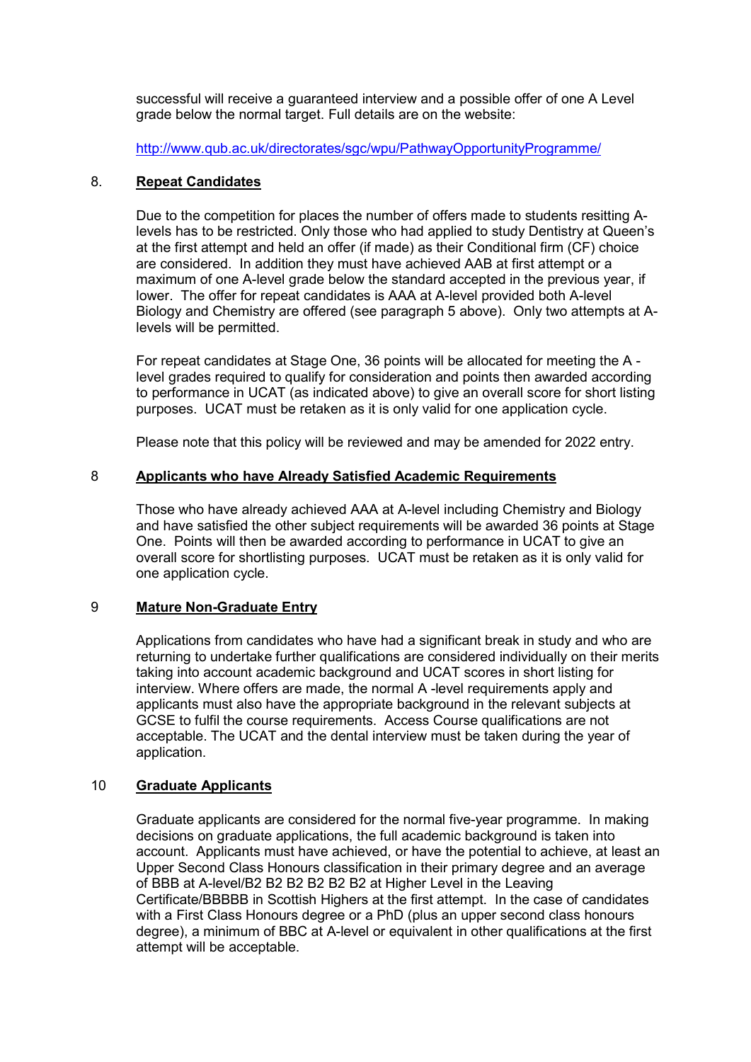successful will receive a guaranteed interview and a possible offer of one A Level grade below the normal target. Full details are on the website:

http://www.qub.ac.uk/directorates/sgc/wpu/PathwayOpportunityProgramme/

## 8. Repeat Candidates

Due to the competition for places the number of offers made to students resitting A-levels has to be restricted. Only those who had applied to study Dentistry at Queen's at the first attempt and held an offer (if made) as their Conditional firm (CF) choice are considered. In addition they must have achieved AAB at first attempt or a maximum of one A-level grade below the standard accepted in the previous year, if lower. The offer for repeat candidates is AAA at A-level provided both A-level Biology and Chemistry are offered (see paragraph 5 above). Only two attempts at A-levels will be permitted.

For repeat candidates at Stage One, 36 points will be allocated for meeting the A - level grades required to qualify for consideration and points then awarded according to performance in UCAT (as indicated above) to give an overall score for short listing purposes. UCAT must be retaken as it is only valid for one application cycle.

Please note that this policy will be reviewed and may be amended for 2022 entry.

## 8 Applicants who have Already Satisfied Academic Requirements

Those who have already achieved AAA at A-level including Chemistry and Biology and have satisfied the other subject requirements will be awarded 36 points at Stage One. Points will then be awarded according to performance in UCAT to give an overall score for shortlisting purposes. UCAT must be retaken as it is only valid for one application cycle.

## 9 Mature Non-Graduate Entry

Applications from candidates who have had a significant break in study and who are returning to undertake further qualifications are considered individually on their merits taking into account academic background and UCAT scores in short listing for interview. Where offers are made, the normal A -level requirements apply and applicants must also have the appropriate background in the relevant subjects at GCSE to fulfil the course requirements. Access Course qualifications are not acceptable. The UCAT and the dental interview must be taken during the year of application.

## 10 Graduate Applicants

Graduate applicants are considered for the normal five-year programme. In making decisions on graduate applications, the full academic background is taken into account. Applicants must have achieved, or have the potential to achieve, at least an Upper Second Class Honours classification in their primary degree and an average of BBB at A-level/B2 B2 B2 B2 B2 B2 at Higher Level in the Leaving Certificate/BBBBB in Scottish Highers at the first attempt. In the case of candidates with a First Class Honours degree or a PhD (plus an upper second class honours degree), a minimum of BBC at A-level or equivalent in other qualifications at the first attempt will be acceptable.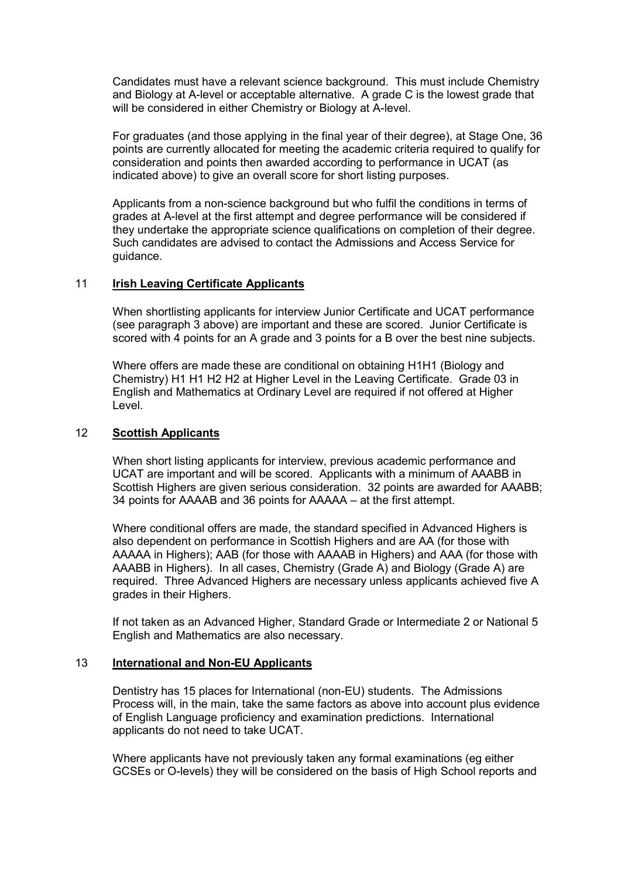Candidates must have a relevant science background. This must include Chemistry and Biology at A-level or acceptable alternative. A grade C is the lowest grade that will be considered in either Chemistry or Biology at A-level.

For graduates (and those applying in the final year of their degree), at Stage One, 36 points are currently allocated for meeting the academic criteria required to qualify for consideration and points then awarded according to performance in UCAT (as indicated above) to give an overall score for short listing purposes.

Applicants from a non-science background but who fulfil the conditions in terms of grades at A-level at the first attempt and degree performance will be considered if they undertake the appropriate science qualifications on completion of their degree. Such candidates are advised to contact the Admissions and Access Service for guidance.

## 11 Irish Leaving Certificate Applicants

When shortlisting applicants for interview Junior Certificate and UCAT performance (see paragraph 3 above) are important and these are scored. Junior Certificate is scored with 4 points for an A grade and 3 points for a B over the best nine subjects.

Where offers are made these are conditional on obtaining H1H1 (Biology and Chemistry) H1 H1 H2 H2 at Higher Level in the Leaving Certificate. Grade 03 in English and Mathematics at Ordinary Level are required if not offered at Higher Level.

## 12 Scottish Applicants

When short listing applicants for interview, previous academic performance and UCAT are important and will be scored. Applicants with a minimum of AAABB in Scottish Highers are given serious consideration. 32 points are awarded for AAABB; 34 points for AAAAB and 36 points for AAAAA – at the first attempt.

Where conditional offers are made, the standard specified in Advanced Highers is also dependent on performance in Scottish Highers and are AA (for those with AAAAA in Highers); AAB (for those with AAAAB in Highers) and AAA (for those with AAABB in Highers). In all cases, Chemistry (Grade A) and Biology (Grade A) are required. Three Advanced Highers are necessary unless applicants achieved five A grades in their Highers.

If not taken as an Advanced Higher, Standard Grade or Intermediate 2 or National 5 English and Mathematics are also necessary.

## 13 International and Non-EU Applicants

Dentistry has 15 places for International (non-EU) students. The Admissions Process will, in the main, take the same factors as above into account plus evidence of English Language proficiency and examination predictions. International applicants do not need to take UCAT.

Where applicants have not previously taken any formal examinations (eg either GCSEs or O-levels) they will be considered on the basis of High School reports and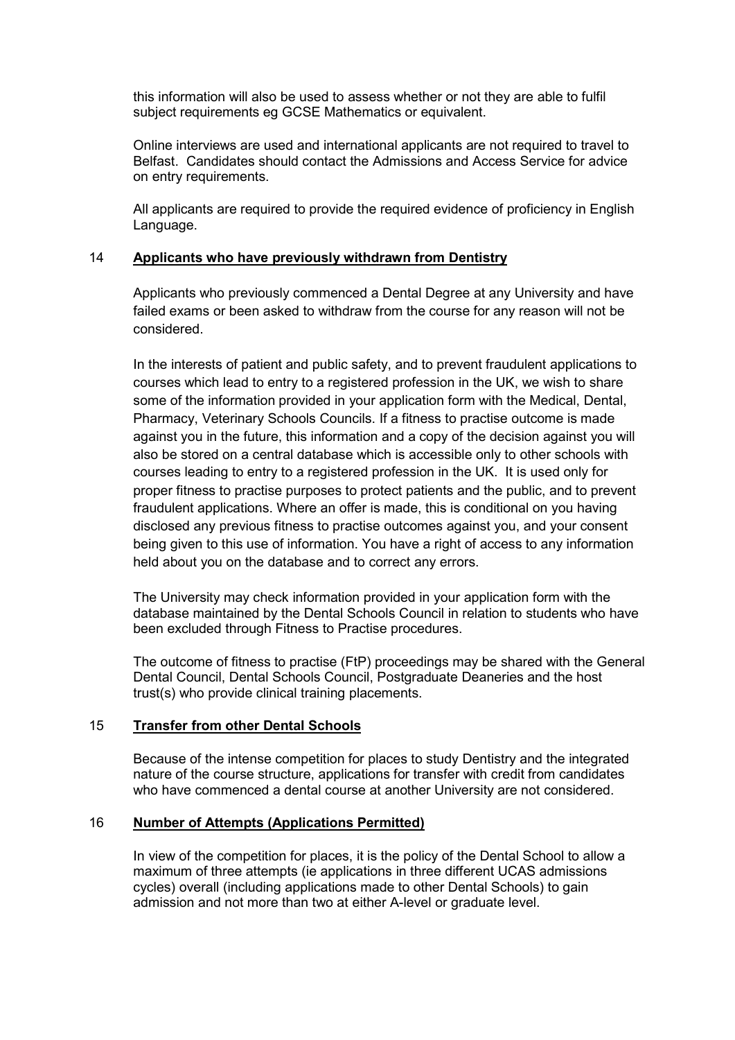this information will also be used to assess whether or not they are able to fulfil subject requirements eg GCSE Mathematics or equivalent.

Online interviews are used and international applicants are not required to travel to Belfast. Candidates should contact the Admissions and Access Service for advice on entry requirements.

All applicants are required to provide the required evidence of proficiency in English Language.

## 14 Applicants who have previously withdrawn from Dentistry

Applicants who previously commenced a Dental Degree at any University and have failed exams or been asked to withdraw from the course for any reason will not be considered.

In the interests of patient and public safety, and to prevent fraudulent applications to courses which lead to entry to a registered profession in the UK, we wish to share some of the information provided in your application form with the Medical, Dental, Pharmacy, Veterinary Schools Councils. If a fitness to practise outcome is made against you in the future, this information and a copy of the decision against you will also be stored on a central database which is accessible only to other schools with courses leading to entry to a registered profession in the UK. It is used only for proper fitness to practise purposes to protect patients and the public, and to prevent fraudulent applications. Where an offer is made, this is conditional on you having disclosed any previous fitness to practise outcomes against you, and your consent being given to this use of information. You have a right of access to any information held about you on the database and to correct any errors.

The University may check information provided in your application form with the database maintained by the Dental Schools Council in relation to students who have been excluded through Fitness to Practise procedures.

The outcome of fitness to practise (FtP) proceedings may be shared with the General Dental Council, Dental Schools Council, Postgraduate Deaneries and the host trust(s) who provide clinical training placements.

## 15 Transfer from other Dental Schools

Because of the intense competition for places to study Dentistry and the integrated nature of the course structure, applications for transfer with credit from candidates who have commenced a dental course at another University are not considered.

## 16 Number of Attempts (Applications Permitted)

In view of the competition for places, it is the policy of the Dental School to allow a maximum of three attempts (ie applications in three different UCAS admissions cycles) overall (including applications made to other Dental Schools) to gain admission and not more than two at either A-level or graduate level.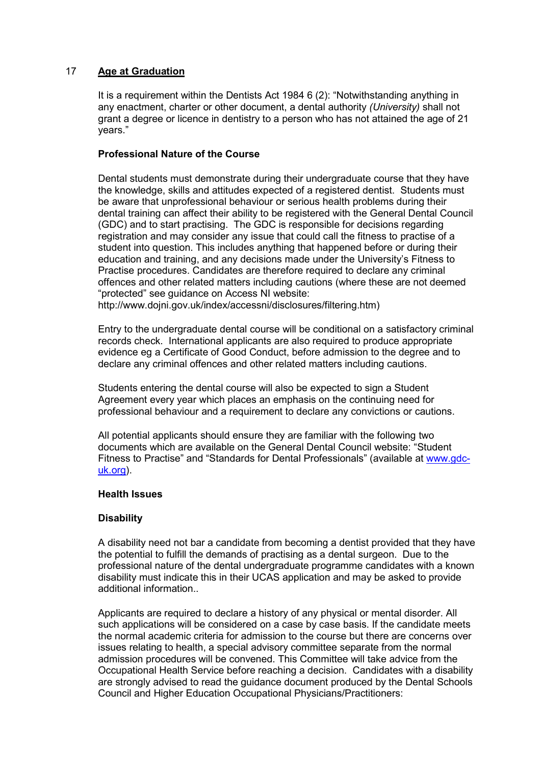## 17 Age at Graduation

It is a requirement within the Dentists Act 1984 6 (2): "Notwithstanding anything in any enactment, charter or other document, a dental authority *(University)* shall not grant a degree or licence in dentistry to a person who has not attained the age of 21 years."

**Professional Nature of the Course**

Dental students must demonstrate during their undergraduate course that they have the knowledge, skills and attitudes expected of a registered dentist. Students must be aware that unprofessional behaviour or serious health problems during their dental training can affect their ability to be registered with the General Dental Council (GDC) and to start practising. The GDC is responsible for decisions regarding registration and may consider any issue that could call the fitness to practise of a student into question. This includes anything that happened before or during their education and training, and any decisions made under the University's Fitness to Practise procedures. Candidates are therefore required to declare any criminal offences and other related matters including cautions (where these are not deemed "protected" see guidance on Access NI website: http://www.dojni.gov.uk/index/accessni/disclosures/filtering.htm)

Entry to the undergraduate dental course will be conditional on a satisfactory criminal records check. International applicants are also required to produce appropriate evidence eg a Certificate of Good Conduct, before admission to the degree and to declare any criminal offences and other related matters including cautions.

Students entering the dental course will also be expected to sign a Student Agreement every year which places an emphasis on the continuing need for professional behaviour and a requirement to declare any convictions or cautions.

All potential applicants should ensure they are familiar with the following two documents which are available on the General Dental Council website: "Student Fitness to Practise" and "Standards for Dental Professionals" (available at www.gdc-uk.org).

**Health Issues**

**Disability**

A disability need not bar a candidate from becoming a dentist provided that they have the potential to fulfill the demands of practising as a dental surgeon. Due to the professional nature of the dental undergraduate programme candidates with a known disability must indicate this in their UCAS application and may be asked to provide additional information..

Applicants are required to declare a history of any physical or mental disorder. All such applications will be considered on a case by case basis. If the candidate meets the normal academic criteria for admission to the course but there are concerns over issues relating to health, a special advisory committee separate from the normal admission procedures will be convened. This Committee will take advice from the Occupational Health Service before reaching a decision. Candidates with a disability are strongly advised to read the guidance document produced by the Dental Schools Council and Higher Education Occupational Physicians/Practitioners: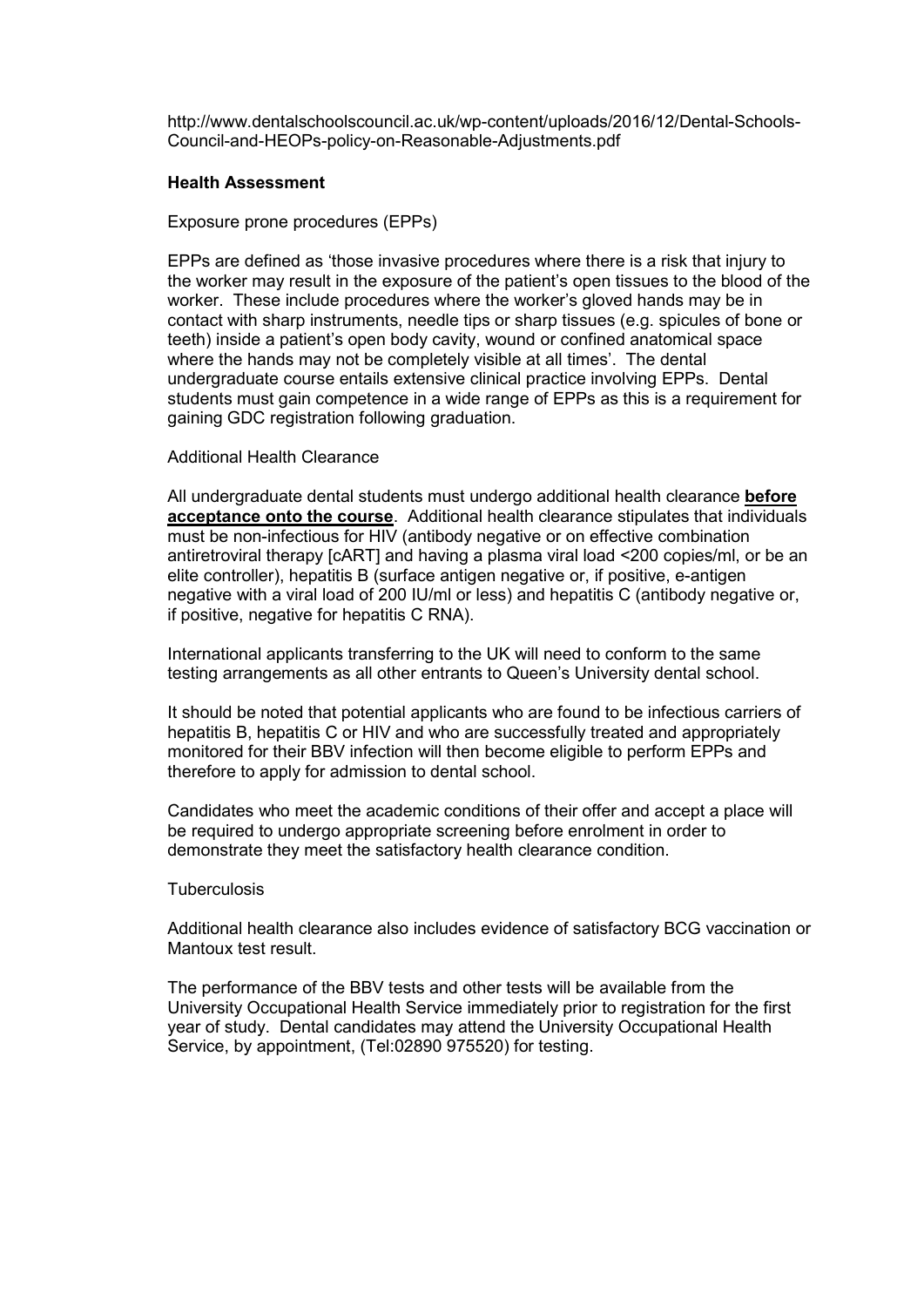http://www.dentalschoolscouncil.ac.uk/wp-content/uploads/2016/12/Dental-Schools-Council-and-HEOPs-policy-on-Reasonable-Adjustments.pdf

**Health Assessment**

Exposure prone procedures (EPPs)

EPPs are defined as 'those invasive procedures where there is a risk that injury to the worker may result in the exposure of the patient's open tissues to the blood of the worker. These include procedures where the worker's gloved hands may be in contact with sharp instruments, needle tips or sharp tissues (e.g. spicules of bone or teeth) inside a patient's open body cavity, wound or confined anatomical space where the hands may not be completely visible at all times'. The dental undergraduate course entails extensive clinical practice involving EPPs. Dental students must gain competence in a wide range of EPPs as this is a requirement for gaining GDC registration following graduation.

Additional Health Clearance

All undergraduate dental students must undergo additional health clearance **before acceptance onto the course**. Additional health clearance stipulates that individuals must be non-infectious for HIV (antibody negative or on effective combination antiretroviral therapy [cART] and having a plasma viral load <200 copies/ml, or be an elite controller), hepatitis B (surface antigen negative or, if positive, e-antigen negative with a viral load of 200 IU/ml or less) and hepatitis C (antibody negative or, if positive, negative for hepatitis C RNA).

International applicants transferring to the UK will need to conform to the same testing arrangements as all other entrants to Queen's University dental school.

It should be noted that potential applicants who are found to be infectious carriers of hepatitis B, hepatitis C or HIV and who are successfully treated and appropriately monitored for their BBV infection will then become eligible to perform EPPs and therefore to apply for admission to dental school.

Candidates who meet the academic conditions of their offer and accept a place will be required to undergo appropriate screening before enrolment in order to demonstrate they meet the satisfactory health clearance condition.

Tuberculosis

Additional health clearance also includes evidence of satisfactory BCG vaccination or Mantoux test result.

The performance of the BBV tests and other tests will be available from the University Occupational Health Service immediately prior to registration for the first year of study. Dental candidates may attend the University Occupational Health Service, by appointment, (Tel:02890 975520) for testing.